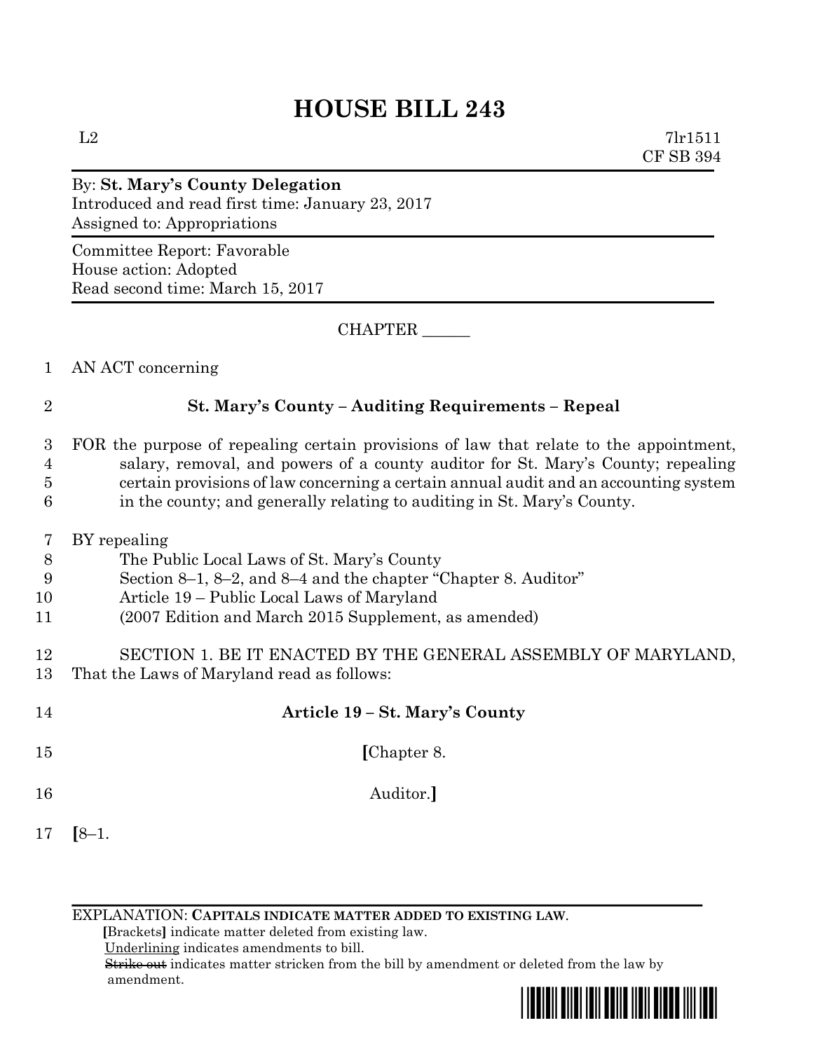# HOUSE BILL 243

L2 7lr1511
CF SB 394

By: **St. Mary's County Delegation**
Introduced and read first time: January 23, 2017
Assigned to: Appropriations

Committee Report: Favorable
House action: Adopted
Read second time: March 15, 2017

CHAPTER ______

1 AN ACT concerning

2 **St. Mary's County – Auditing Requirements – Repeal**

3 FOR the purpose of repealing certain provisions of law that relate to the appointment,
4 salary, removal, and powers of a county auditor for St. Mary's County; repealing
5 certain provisions of law concerning a certain annual audit and an accounting system
6 in the county; and generally relating to auditing in St. Mary's County.

7 BY repealing
8 The Public Local Laws of St. Mary's County
9 Section 8–1, 8–2, and 8–4 and the chapter "Chapter 8. Auditor"
10 Article 19 – Public Local Laws of Maryland
11 (2007 Edition and March 2015 Supplement, as amended)

12 SECTION 1. BE IT ENACTED BY THE GENERAL ASSEMBLY OF MARYLAND,
13 That the Laws of Maryland read as follows:

14 **Article 19 – St. Mary's County**

15 **[**Chapter 8.

16 Auditor.**]**

17 **[**8–1.

EXPLANATION: **CAPITALS INDICATE MATTER ADDED TO EXISTING LAW.**
**[**Brackets**]** indicate matter deleted from existing law.
Underlining indicates amendments to bill.
~~Strike out~~ indicates matter stricken from the bill by amendment or deleted from the law by amendment.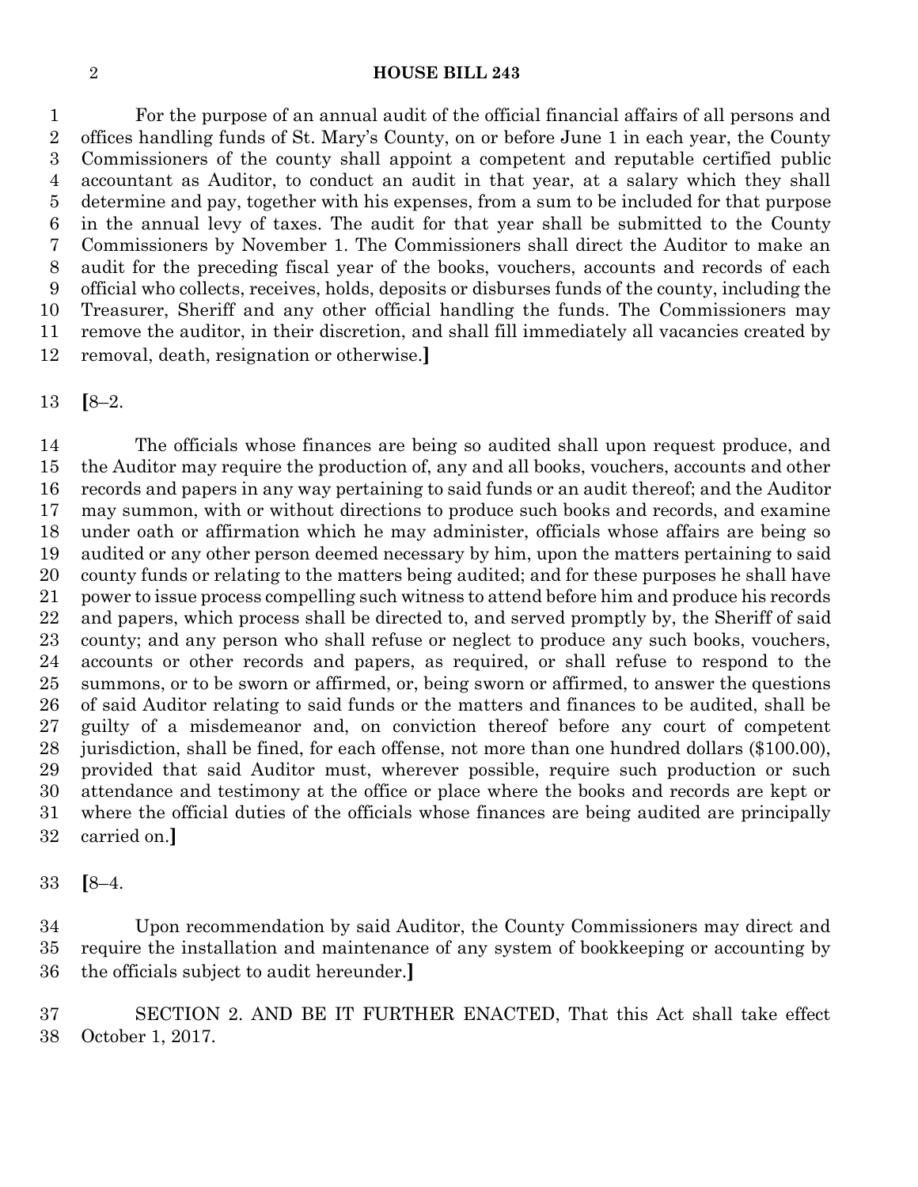For the purpose of an annual audit of the official financial affairs of all persons and offices handling funds of St. Mary's County, on or before June 1 in each year, the County Commissioners of the county shall appoint a competent and reputable certified public accountant as Auditor, to conduct an audit in that year, at a salary which they shall determine and pay, together with his expenses, from a sum to be included for that purpose in the annual levy of taxes. The audit for that year shall be submitted to the County Commissioners by November 1. The Commissioners shall direct the Auditor to make an audit for the preceding fiscal year of the books, vouchers, accounts and records of each official who collects, receives, holds, deposits or disburses funds of the county, including the Treasurer, Sheriff and any other official handling the funds. The Commissioners may remove the auditor, in their discretion, and shall fill immediately all vacancies created by removal, death, resignation or otherwise.**]**

**[**8–2.

The officials whose finances are being so audited shall upon request produce, and the Auditor may require the production of, any and all books, vouchers, accounts and other records and papers in any way pertaining to said funds or an audit thereof; and the Auditor may summon, with or without directions to produce such books and records, and examine under oath or affirmation which he may administer, officials whose affairs are being so audited or any other person deemed necessary by him, upon the matters pertaining to said county funds or relating to the matters being audited; and for these purposes he shall have power to issue process compelling such witness to attend before him and produce his records and papers, which process shall be directed to, and served promptly by, the Sheriff of said county; and any person who shall refuse or neglect to produce any such books, vouchers, accounts or other records and papers, as required, or shall refuse to respond to the summons, or to be sworn or affirmed, or, being sworn or affirmed, to answer the questions of said Auditor relating to said funds or the matters and finances to be audited, shall be guilty of a misdemeanor and, on conviction thereof before any court of competent jurisdiction, shall be fined, for each offense, not more than one hundred dollars ($100.00), provided that said Auditor must, wherever possible, require such production or such attendance and testimony at the office or place where the books and records are kept or where the official duties of the officials whose finances are being audited are principally carried on.**]**

**[**8–4.

Upon recommendation by said Auditor, the County Commissioners may direct and require the installation and maintenance of any system of bookkeeping or accounting by the officials subject to audit hereunder.**]**

SECTION 2. AND BE IT FURTHER ENACTED, That this Act shall take effect October 1, 2017.